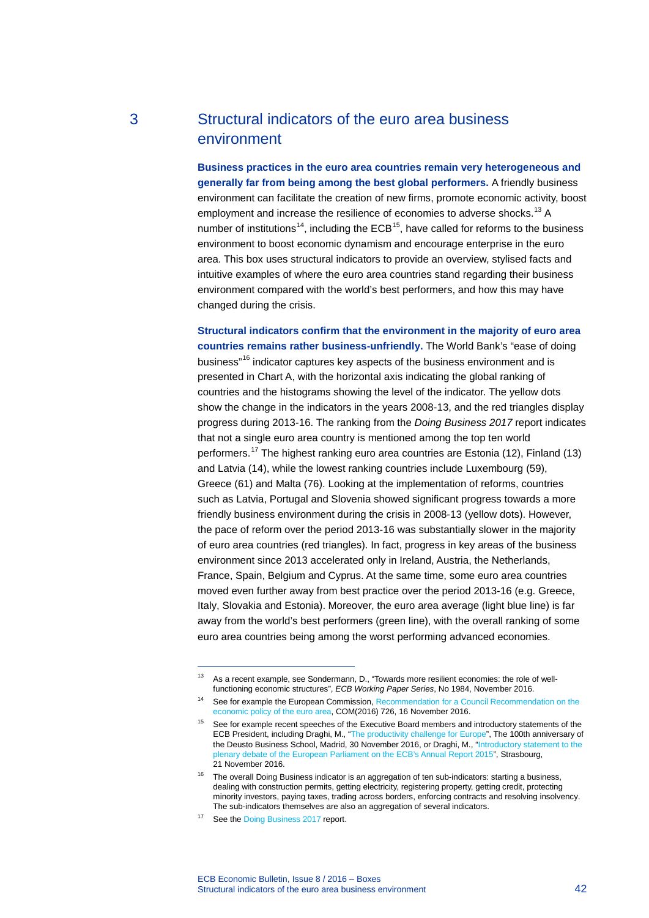# 3 Structural indicators of the euro area business environment

**Business practices in the euro area countries remain very heterogeneous and generally far from being among the best global performers.** A friendly business environment can facilitate the creation of new firms, promote economic activity, boost employment and increase the resilience of economies to adverse shocks.[13] A number of institutions[14], including the ECB[15], have called for reforms to the business environment to boost economic dynamism and encourage enterprise in the euro area. This box uses structural indicators to provide an overview, stylised facts and intuitive examples of where the euro area countries stand regarding their business environment compared with the world's best performers, and how this may have changed during the crisis.

**Structural indicators confirm that the environment in the majority of euro area countries remains rather business-unfriendly.** The World Bank's "ease of doing business"[16] indicator captures key aspects of the business environment and is presented in Chart A, with the horizontal axis indicating the global ranking of countries and the histograms showing the level of the indicator. The yellow dots show the change in the indicators in the years 2008-13, and the red triangles display progress during 2013-16. The ranking from the *Doing Business 2017* report indicates that not a single euro area country is mentioned among the top ten world performers.[17] The highest ranking euro area countries are Estonia (12), Finland (13) and Latvia (14), while the lowest ranking countries include Luxembourg (59), Greece (61) and Malta (76). Looking at the implementation of reforms, countries such as Latvia, Portugal and Slovenia showed significant progress towards a more friendly business environment during the crisis in 2008-13 (yellow dots). However, the pace of reform over the period 2013-16 was substantially slower in the majority of euro area countries (red triangles). In fact, progress in key areas of the business environment since 2013 accelerated only in Ireland, Austria, the Netherlands, France, Spain, Belgium and Cyprus. At the same time, some euro area countries moved even further away from best practice over the period 2013-16 (e.g. Greece, Italy, Slovakia and Estonia). Moreover, the euro area average (light blue line) is far away from the world's best performers (green line), with the overall ranking of some euro area countries being among the worst performing advanced economies.

---

[13] As a recent example, see Sondermann, D., "Towards more resilient economies: the role of well-functioning economic structures", *ECB Working Paper Series*, No 1984, November 2016.

[14] See for example the European Commission, Recommendation for a Council Recommendation on the economic policy of the euro area, COM(2016) 726, 16 November 2016.

[15] See for example recent speeches of the Executive Board members and introductory statements of the ECB President, including Draghi, M., "The productivity challenge for Europe", The 100th anniversary of the Deusto Business School, Madrid, 30 November 2016, or Draghi, M., "Introductory statement to the plenary debate of the European Parliament on the ECB's Annual Report 2015", Strasbourg, 21 November 2016.

[16] The overall Doing Business indicator is an aggregation of ten sub-indicators: starting a business, dealing with construction permits, getting electricity, registering property, getting credit, protecting minority investors, paying taxes, trading across borders, enforcing contracts and resolving insolvency. The sub-indicators themselves are also an aggregation of several indicators.

[17] See the Doing Business 2017 report.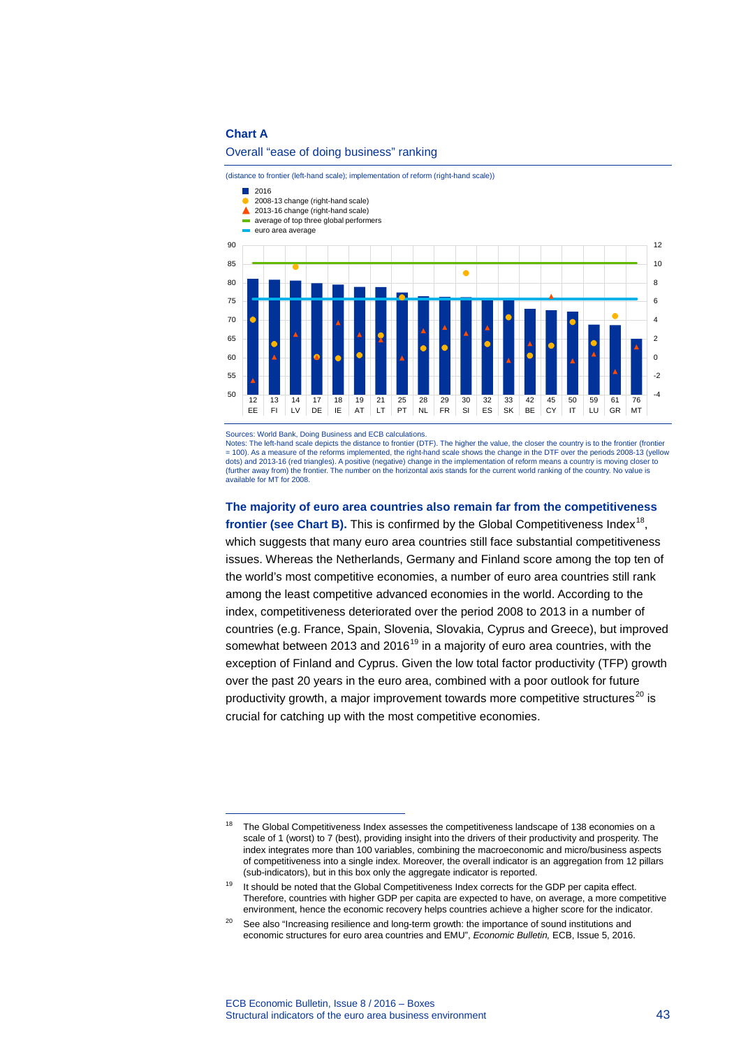**Chart A**

Overall "ease of doing business" ranking

(distance to frontier (left-hand scale); implementation of reform (right-hand scale))

Sources: World Bank, Doing Business and ECB calculations.
Notes: The left-hand scale depicts the distance to frontier (DTF). The higher the value, the closer the country is to the frontier (frontier = 100). As a measure of the reforms implemented, the right-hand scale shows the change in the DTF over the periods 2008-13 (yellow dots) and 2013-16 (red triangles). A positive (negative) change in the implementation of reform means a country is moving closer to (further away from) the frontier. The number on the horizontal axis stands for the current world ranking of the country. No value is available for MT for 2008.

**The majority of euro area countries also remain far from the competitiveness frontier (see Chart B).** This is confirmed by the Global Competitiveness Index[18], which suggests that many euro area countries still face substantial competitiveness issues. Whereas the Netherlands, Germany and Finland score among the top ten of the world's most competitive economies, a number of euro area countries still rank among the least competitive advanced economies in the world. According to the index, competitiveness deteriorated over the period 2008 to 2013 in a number of countries (e.g. France, Spain, Slovenia, Slovakia, Cyprus and Greece), but improved somewhat between 2013 and 2016[19] in a majority of euro area countries, with the exception of Finland and Cyprus. Given the low total factor productivity (TFP) growth over the past 20 years in the euro area, combined with a poor outlook for future productivity growth, a major improvement towards more competitive structures[20] is crucial for catching up with the most competitive economies.

---

[18] The Global Competitiveness Index assesses the competitiveness landscape of 138 economies on a scale of 1 (worst) to 7 (best), providing insight into the drivers of their productivity and prosperity. The index integrates more than 100 variables, combining the macroeconomic and micro/business aspects of competitiveness into a single index. Moreover, the overall indicator is an aggregation from 12 pillars (sub-indicators), but in this box only the aggregate indicator is reported.

[19] It should be noted that the Global Competitiveness Index corrects for the GDP per capita effect. Therefore, countries with higher GDP per capita are expected to have, on average, a more competitive environment, hence the economic recovery helps countries achieve a higher score for the indicator.

[20] See also "Increasing resilience and long-term growth: the importance of sound institutions and economic structures for euro area countries and EMU", *Economic Bulletin,* ECB, Issue 5, 2016.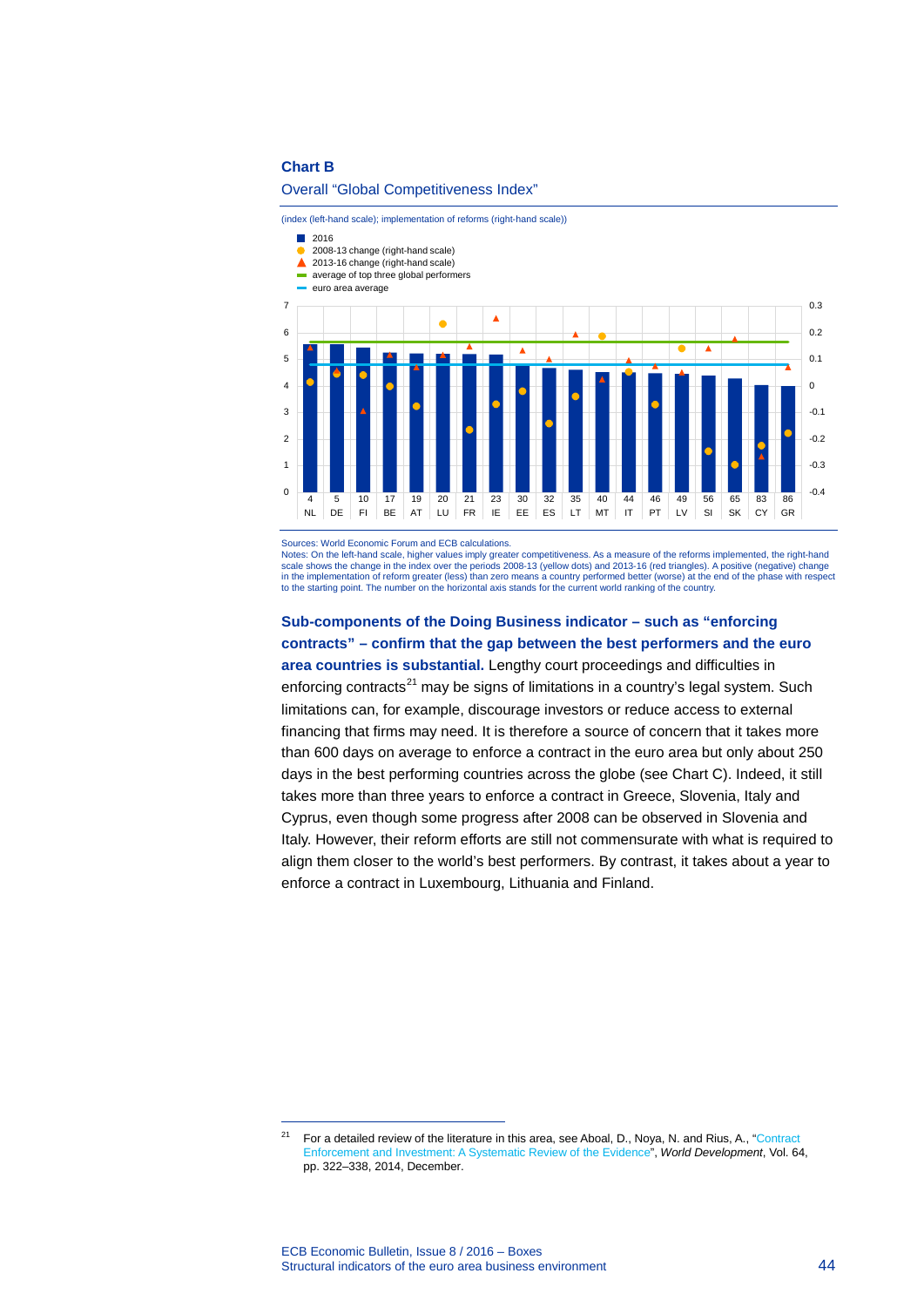**Chart B**

Overall "Global Competitiveness Index"

(index (left-hand scale); implementation of reforms (right-hand scale))

- 2016
- 2008-13 change (right-hand scale)
- 2013-16 change (right-hand scale)
- average of top three global performers
- euro area average

| 4 | 5 | 10 | 17 | 19 | 20 | 21 | 23 | 30 | 32 | 35 | 40 | 44 | 46 | 49 | 56 | 65 | 83 | 86 |
|---|---|---|---|---|---|---|---|---|---|---|---|---|---|---|---|---|---|---|
| NL | DE | FI | BE | AT | LU | FR | IE | EE | ES | LT | MT | IT | PT | LV | SI | SK | CY | GR |

Sources: World Economic Forum and ECB calculations.
Notes: On the left-hand scale, higher values imply greater competitiveness. As a measure of the reforms implemented, the right-hand scale shows the change in the index over the periods 2008-13 (yellow dots) and 2013-16 (red triangles). A positive (negative) change in the implementation of reform greater (less) than zero means a country performed better (worse) at the end of the phase with respect to the starting point. The number on the horizontal axis stands for the current world ranking of the country.

**Sub-components of the Doing Business indicator – such as "enforcing contracts" – confirm that the gap between the best performers and the euro area countries is substantial.** Lengthy court proceedings and difficulties in enforcing contracts[21] may be signs of limitations in a country's legal system. Such limitations can, for example, discourage investors or reduce access to external financing that firms may need. It is therefore a source of concern that it takes more than 600 days on average to enforce a contract in the euro area but only about 250 days in the best performing countries across the globe (see Chart C). Indeed, it still takes more than three years to enforce a contract in Greece, Slovenia, Italy and Cyprus, even though some progress after 2008 can be observed in Slovenia and Italy. However, their reform efforts are still not commensurate with what is required to align them closer to the world's best performers. By contrast, it takes about a year to enforce a contract in Luxembourg, Lithuania and Finland.

[21] For a detailed review of the literature in this area, see Aboal, D., Noya, N. and Rius, A., "Contract Enforcement and Investment: A Systematic Review of the Evidence", *World Development*, Vol. 64, pp. 322–338, 2014, December.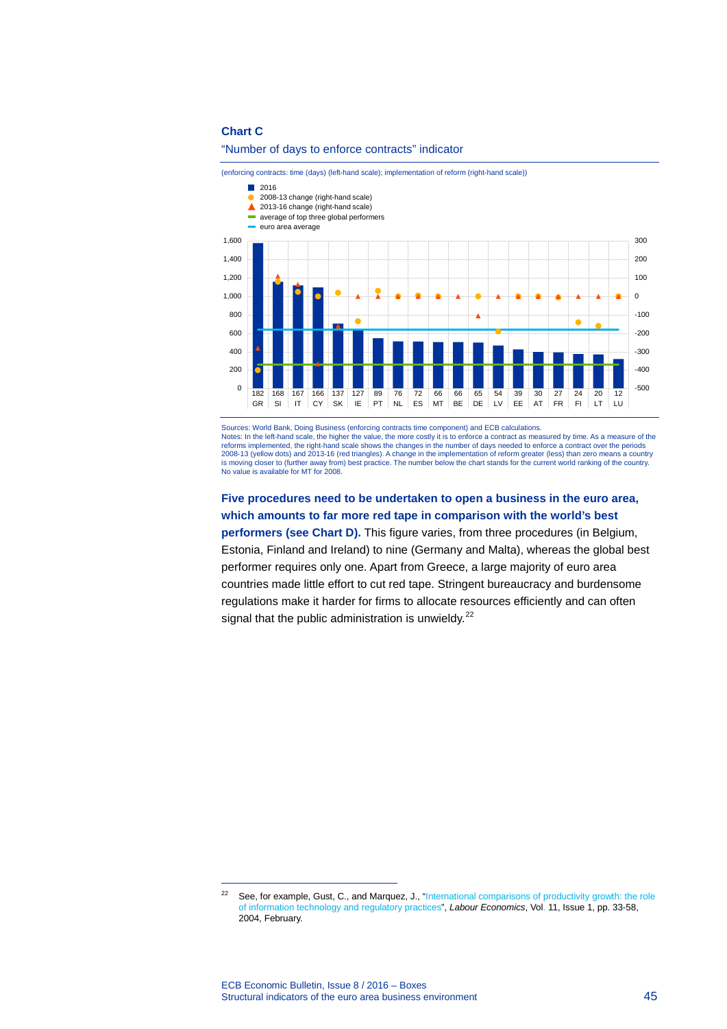**Chart C**

"Number of days to enforce contracts" indicator

(enforcing contracts: time (days) (left-hand scale); implementation of reform (right-hand scale))

- 2016
- 2008-13 change (right-hand scale)
- 2013-16 change (right-hand scale)
- average of top three global performers
- euro area average

| 182 | 168 | 167 | 166 | 137 | 127 | 89 | 76 | 72 | 66 | 66 | 65 | 54 | 39 | 30 | 27 | 24 | 20 | 12 |
|---|---|---|---|---|---|---|---|---|---|---|---|---|---|---|---|---|---|---|
| GR | SI | IT | CY | SK | IE | PT | NL | ES | MT | BE | DE | LV | EE | AT | FR | FI | LT | LU |

Sources: World Bank, Doing Business (enforcing contracts time component) and ECB calculations.
Notes: In the left-hand scale, the higher the value, the more costly it is to enforce a contract as measured by time. As a measure of the reforms implemented, the right-hand scale shows the changes in the number of days needed to enforce a contract over the periods 2008-13 (yellow dots) and 2013-16 (red triangles). A change in the implementation of reform greater (less) than zero means a country is moving closer to (further away from) best practice. The number below the chart stands for the current world ranking of the country. No value is available for MT for 2008.

**Five procedures need to be undertaken to open a business in the euro area, which amounts to far more red tape in comparison with the world's best performers (see Chart D).** This figure varies, from three procedures (in Belgium, Estonia, Finland and Ireland) to nine (Germany and Malta), whereas the global best performer requires only one. Apart from Greece, a large majority of euro area countries made little effort to cut red tape. Stringent bureaucracy and burdensome regulations make it harder for firms to allocate resources efficiently and can often signal that the public administration is unwieldy.[22]

[22] See, for example, Gust, C., and Marquez, J., "International comparisons of productivity growth: the role of information technology and regulatory practices", *Labour Economics*, Vol. 11, Issue 1, pp. 33-58, 2004, February.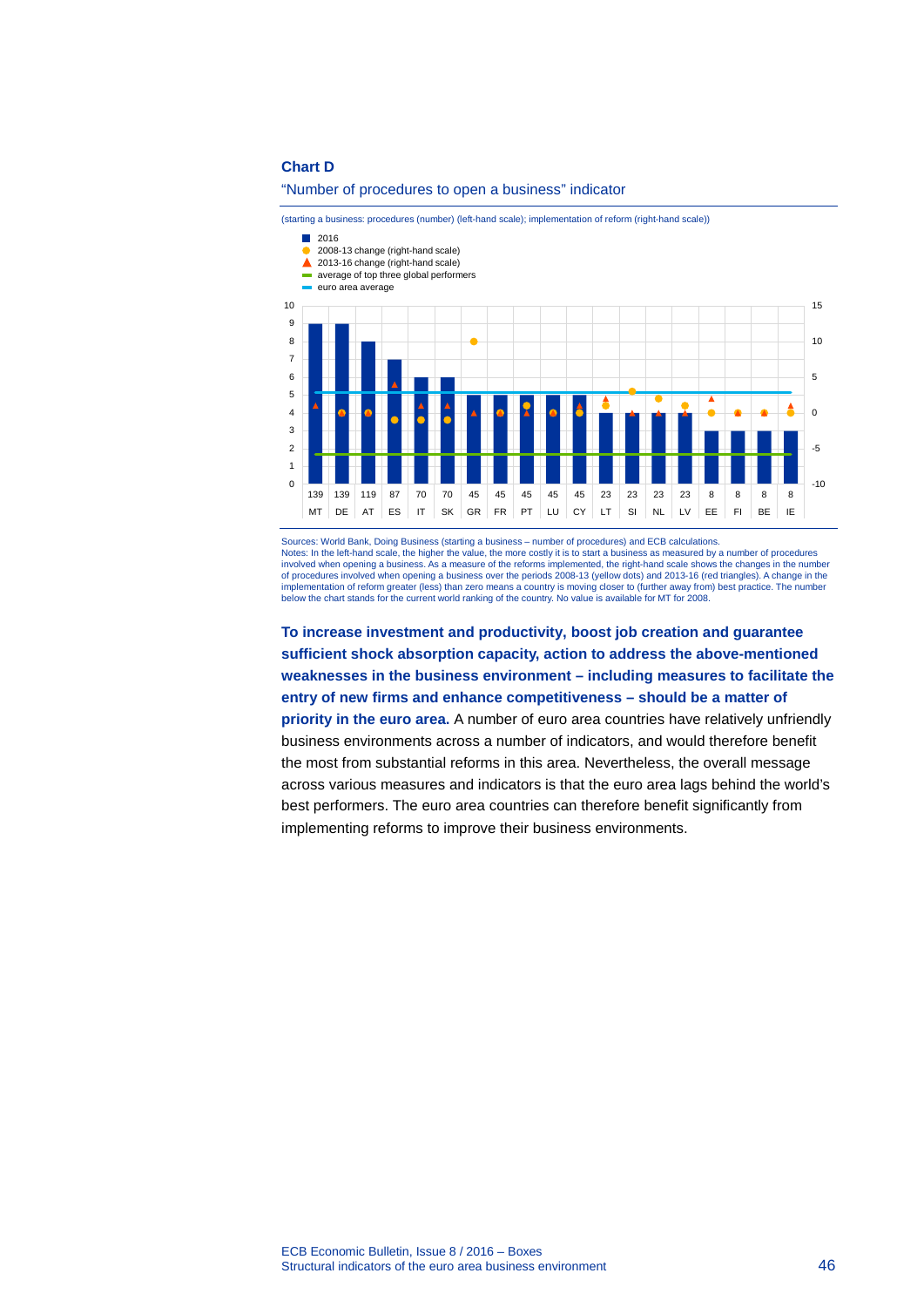**Chart D**

"Number of procedures to open a business" indicator

(starting a business: procedures (number) (left-hand scale); implementation of reform (right-hand scale))

2016
2008-13 change (right-hand scale)
2013-16 change (right-hand scale)
average of top three global performers
euro area average

10
9
8
7
6
5
4
3
2
1
0

15
10
5
0
-5
-10

139 139 119 87 70 70 45 45 45 45 45 23 23 23 23 8 8 8 8
MT DE AT ES IT SK GR FR PT LU CY LT SI NL LV EE FI BE IE

Sources: World Bank, Doing Business (starting a business – number of procedures) and ECB calculations.
Notes: In the left-hand scale, the higher the value, the more costly it is to start a business as measured by a number of procedures involved when opening a business. As a measure of the reforms implemented, the right-hand scale shows the changes in the number of procedures involved when opening a business over the periods 2008-13 (yellow dots) and 2013-16 (red triangles). A change in the implementation of reform greater (less) than zero means a country is moving closer to (further away from) best practice. The number below the chart stands for the current world ranking of the country. No value is available for MT for 2008.

**To increase investment and productivity, boost job creation and guarantee sufficient shock absorption capacity, action to address the above-mentioned weaknesses in the business environment – including measures to facilitate the entry of new firms and enhance competitiveness – should be a matter of priority in the euro area.** A number of euro area countries have relatively unfriendly business environments across a number of indicators, and would therefore benefit the most from substantial reforms in this area. Nevertheless, the overall message across various measures and indicators is that the euro area lags behind the world's best performers. The euro area countries can therefore benefit significantly from implementing reforms to improve their business environments.